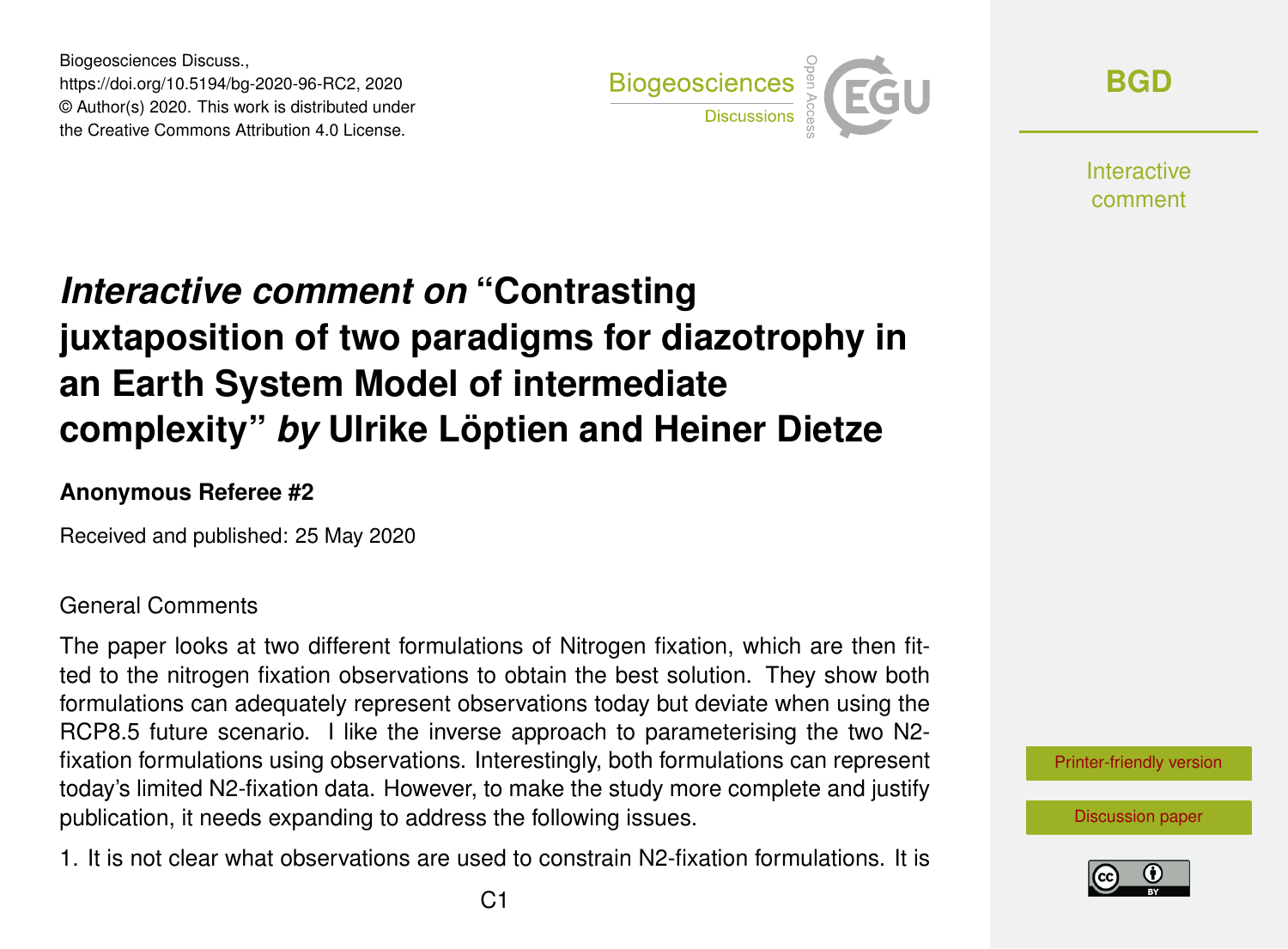Biogeosciences Discuss.,
https://doi.org/10.5194/bg-2020-96-RC2, 2020
© Author(s) 2020. This work is distributed under
the Creative Commons Attribution 4.0 License.

# *Interactive comment on* "Contrasting juxtaposition of two paradigms for diazotrophy in an Earth System Model of intermediate complexity" *by* Ulrike Löptien and Heiner Dietze

**Anonymous Referee #2**

Received and published: 25 May 2020

General Comments

The paper looks at two different formulations of Nitrogen fixation, which are then fitted to the nitrogen fixation observations to obtain the best solution. They show both formulations can adequately represent observations today but deviate when using the RCP8.5 future scenario. I like the inverse approach to parameterising the two N2-fixation formulations using observations. Interestingly, both formulations can represent today's limited N2-fixation data. However, to make the study more complete and justify publication, it needs expanding to address the following issues.

1. It is not clear what observations are used to constrain N2-fixation formulations. It is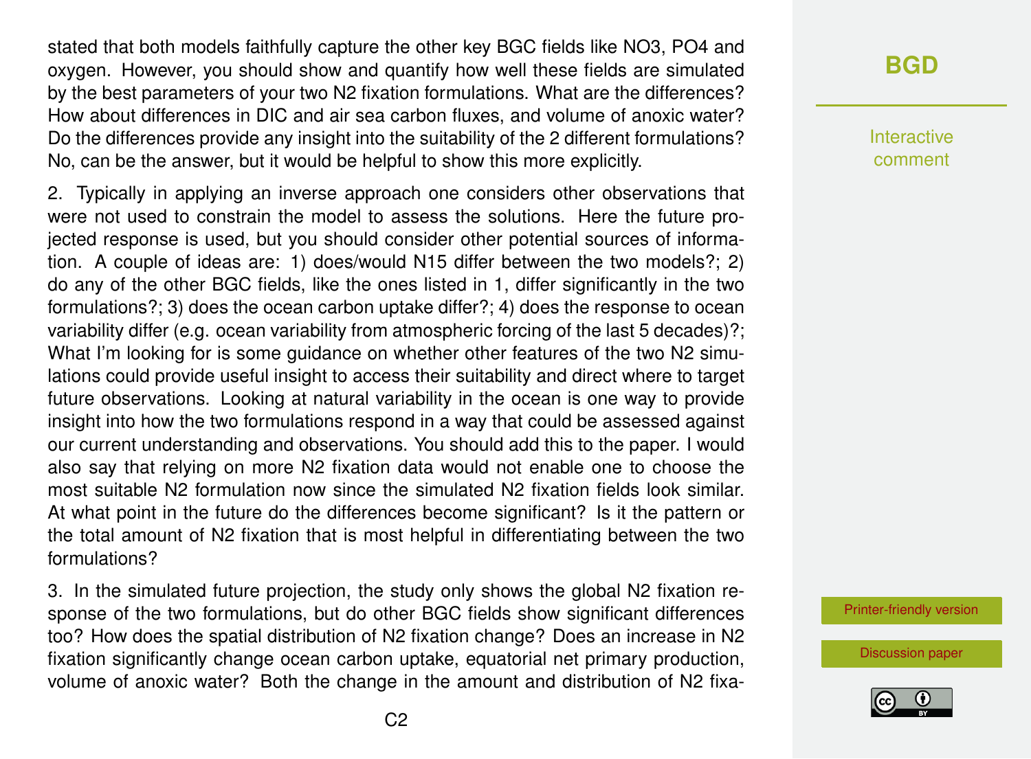stated that both models faithfully capture the other key BGC fields like $NO_3$, $PO_4$ and oxygen. However, you should show and quantify how well these fields are simulated by the best parameters of your two $N_2$ fixation formulations. What are the differences? How about differences in DIC and air sea carbon fluxes, and volume of anoxic water? Do the differences provide any insight into the suitability of the 2 different formulations? No, can be the answer, but it would be helpful to show this more explicitly.

2. Typically in applying an inverse approach one considers other observations that were not used to constrain the model to assess the solutions. Here the future projected response is used, but you should consider other potential sources of information. A couple of ideas are: 1) does/would N15 differ between the two models?; 2) do any of the other BGC fields, like the ones listed in 1, differ significantly in the two formulations?; 3) does the ocean carbon uptake differ?; 4) does the response to ocean variability differ (e.g. ocean variability from atmospheric forcing of the last 5 decades)?; What I'm looking for is some guidance on whether other features of the two $N_2$ simulations could provide useful insight to access their suitability and direct where to target future observations. Looking at natural variability in the ocean is one way to provide insight into how the two formulations respond in a way that could be assessed against our current understanding and observations. You should add this to the paper. I would also say that relying on more $N_2$ fixation data would not enable one to choose the most suitable $N_2$ formulation now since the simulated $N_2$ fixation fields look similar. At what point in the future do the differences become significant? Is it the pattern or the total amount of $N_2$ fixation that is most helpful in differentiating between the two formulations?

3. In the simulated future projection, the study only shows the global $N_2$ fixation response of the two formulations, but do other BGC fields show significant differences too? How does the spatial distribution of $N_2$ fixation change? Does an increase in $N_2$ fixation significantly change ocean carbon uptake, equatorial net primary production, volume of anoxic water? Both the change in the amount and distribution of $N_2$ fixa-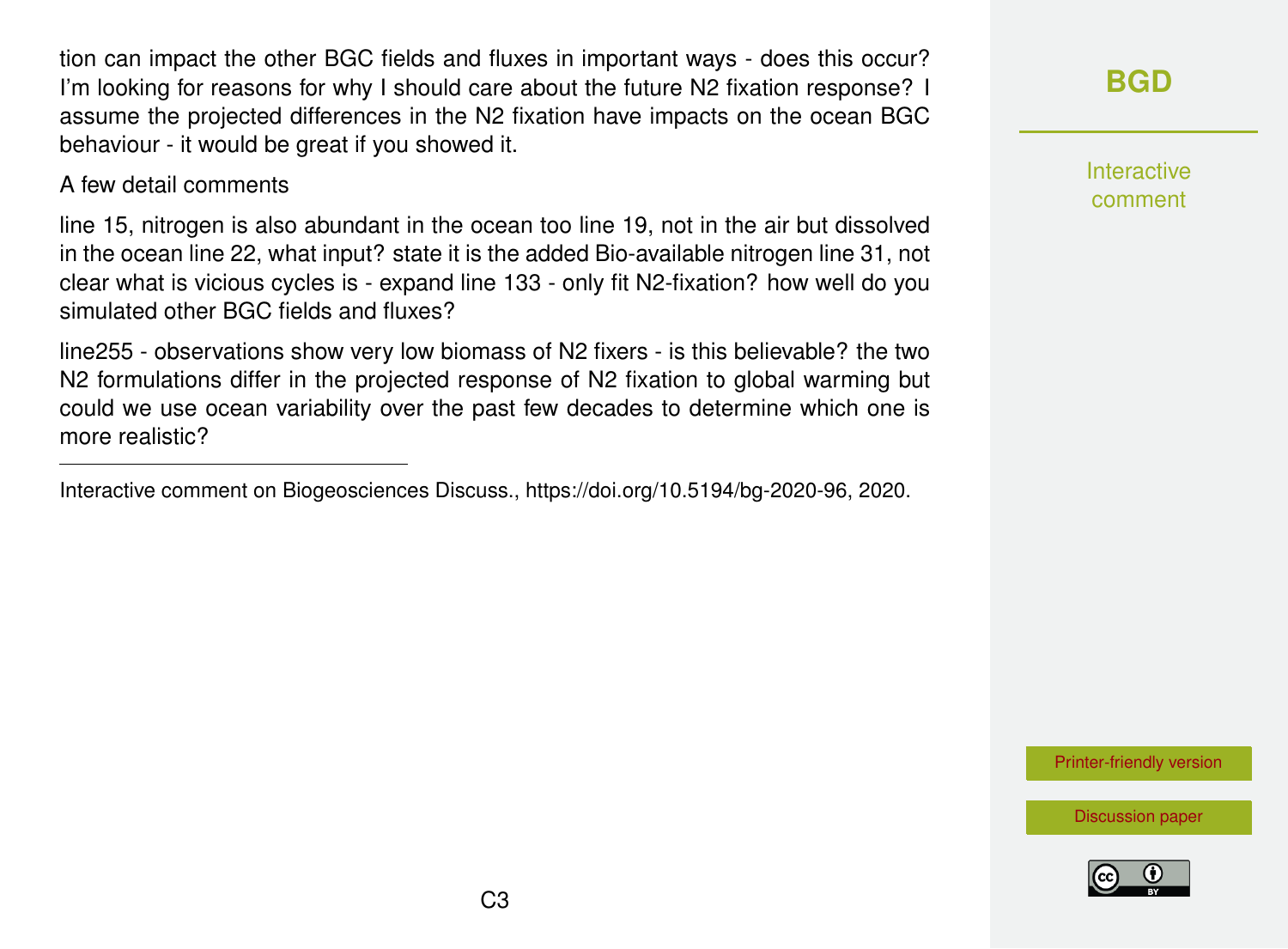tion can impact the other BGC fields and fluxes in important ways - does this occur? I'm looking for reasons for why I should care about the future N2 fixation response? I assume the projected differences in the N2 fixation have impacts on the ocean BGC behaviour - it would be great if you showed it.

A few detail comments

line 15, nitrogen is also abundant in the ocean too line 19, not in the air but dissolved in the ocean line 22, what input? state it is the added Bio-available nitrogen line 31, not clear what is vicious cycles is - expand line 133 - only fit N2-fixation? how well do you simulated other BGC fields and fluxes?

line255 - observations show very low biomass of N2 fixers - is this believable? the two N2 formulations differ in the projected response of N2 fixation to global warming but could we use ocean variability over the past few decades to determine which one is more realistic?

---

Interactive comment on Biogeosciences Discuss., https://doi.org/10.5194/bg-2020-96, 2020.